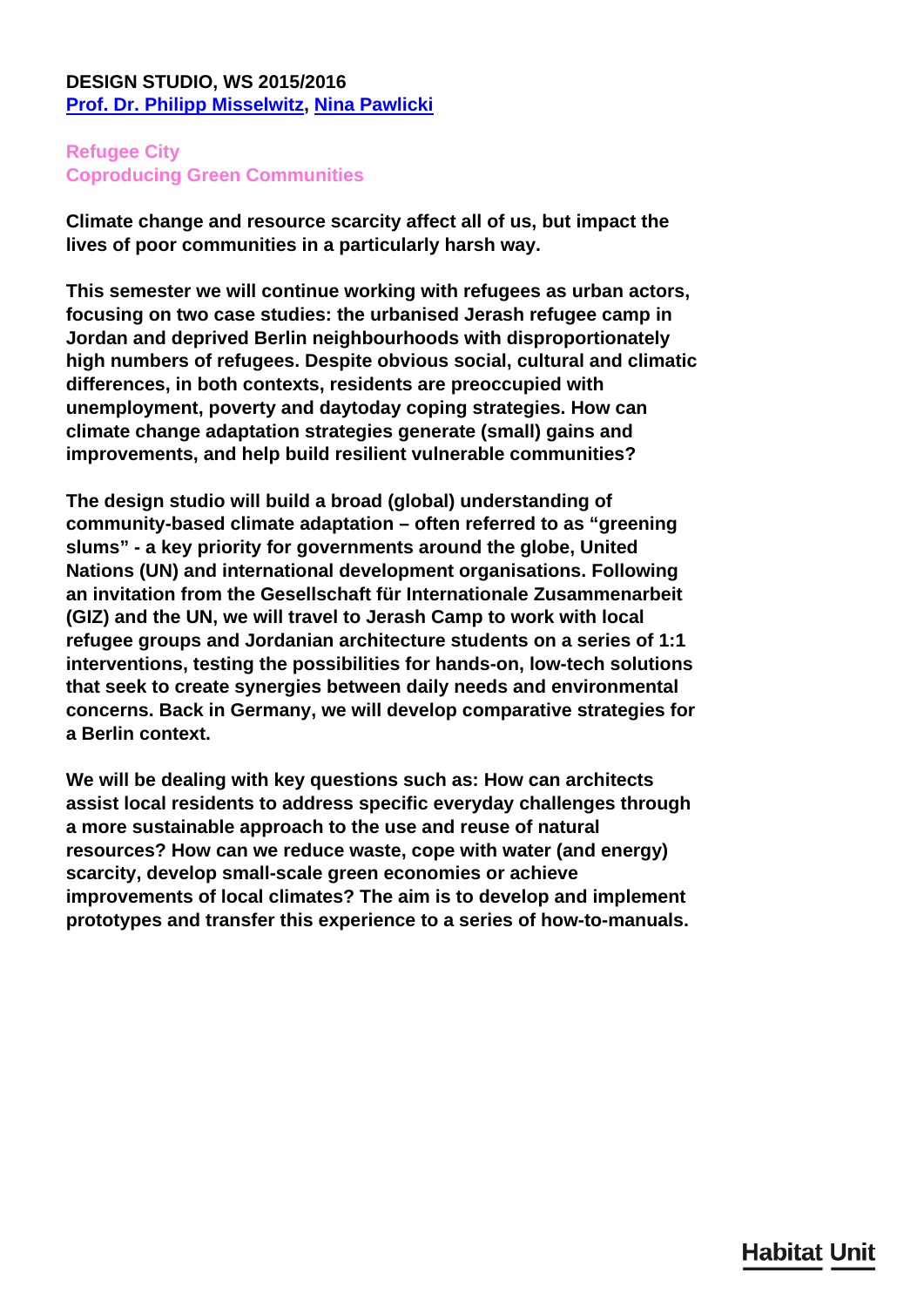**DESIGN STUDIO, WS 2015/2016**
**Prof. Dr. Philipp Misselwitz, Nina Pawlicki**

## Refugee City
## Coproducing Green Communities

**Climate change and resource scarcity affect all of us, but impact the lives of poor communities in a particularly harsh way.**

**This semester we will continue working with refugees as urban actors, focusing on two case studies: the urbanised Jerash refugee camp in Jordan and deprived Berlin neighbourhoods with disproportionately high numbers of refugees. Despite obvious social, cultural and climatic differences, in both contexts, residents are preoccupied with unemployment, poverty and daytoday coping strategies. How can climate change adaptation strategies generate (small) gains and improvements, and help build resilient vulnerable communities?**

**The design studio will build a broad (global) understanding of community-based climate adaptation – often referred to as "greening slums" - a key priority for governments around the globe, United Nations (UN) and international development organisations. Following an invitation from the Gesellschaft für Internationale Zusammenarbeit (GIZ) and the UN, we will travel to Jerash Camp to work with local refugee groups and Jordanian architecture students on a series of 1:1 interventions, testing the possibilities for hands-on, low-tech solutions that seek to create synergies between daily needs and environmental concerns. Back in Germany, we will develop comparative strategies for a Berlin context.**

**We will be dealing with key questions such as: How can architects assist local residents to address specific everyday challenges through a more sustainable approach to the use and reuse of natural resources? How can we reduce waste, cope with water (and energy) scarcity, develop small-scale green economies or achieve improvements of local climates? The aim is to develop and implement prototypes and transfer this experience to a series of how-to-manuals.**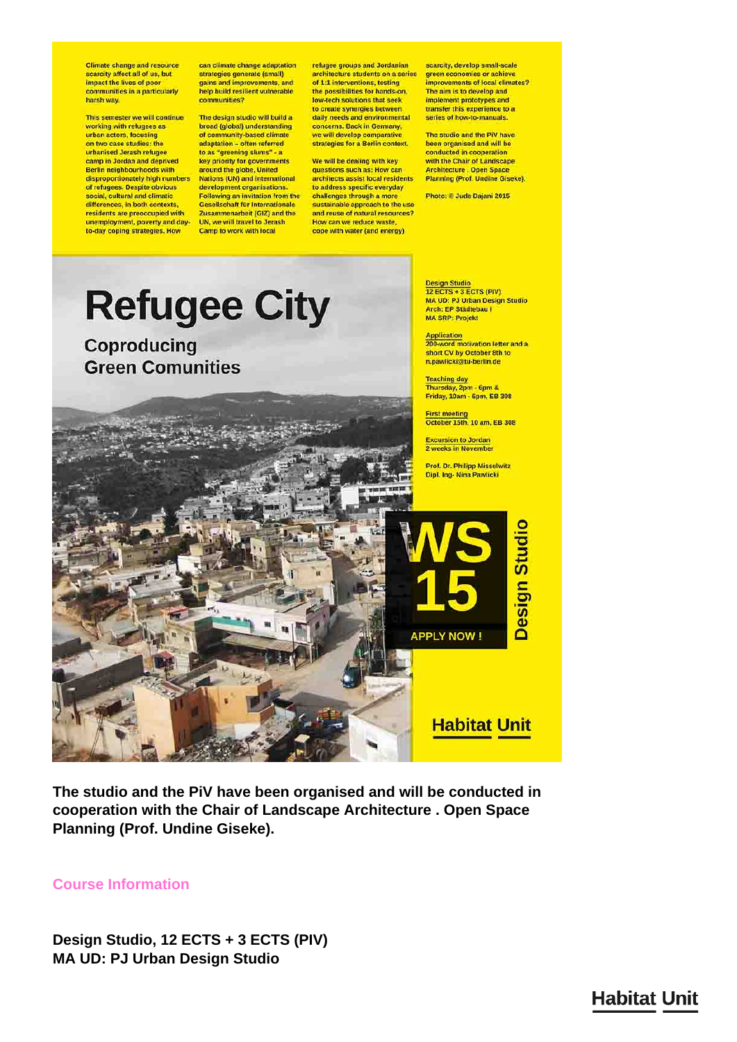Climate change and resource scarcity affect all of us, but impact the lives of poor communities in a particularly harsh way.

This semester we will continue working with refugees as urban actors, focusing on two case studies: the urbanised Jerash refugee camp in Jordan and deprived Berlin neighbourhoods with disproportionately high numbers of refugees. Despite obvious social, cultural and climatic differences, in both contexts, residents are preoccupied with unemployment, poverty and day-to-day coping strategies. How can climate change adaptation strategies generate (small) gains and improvements, and help build resilient vulnerable communities?

The design studio will build a broad (global) understanding of community-based climate adaptation – often referred to as "greening slums" - a key priority for governments around the globe, United Nations (UN) and international development organisations. Following an invitation from the Gesellschaft für Internationale Zusammenarbeit (GIZ) and the UN, we will travel to Jerash Camp to work with local refugee groups and Jordanian architecture students on a series of 1:1 interventions, testing the possibilities for hands-on, low-tech solutions that seek to create synergies between daily needs and environmental concerns. Back in Germany, we will develop comparative strategies for a Berlin context.

We will be dealing with key questions such as: How can architects assist local residents to address specific everyday challenges through a more sustainable approach to the use and reuse of natural resources? How can we reduce waste, cope with water (and energy) scarcity, develop small-scale green economies or achieve improvements of local climates? The aim is to develop and implement prototypes and transfer this experience to a series of how-to-manuals.

The studio and the PiV have been organised and will be conducted in cooperation with the Chair of Landscape Architecture . Open Space Planning (Prof. Undine Giseke).

Photo: © Jude Dajani 2015

# Refugee City

## Coproducing Green Comunities

Design Studio
12 ECTS + 3 ECTS (PIV)
MA UD: PJ Urban Design Studio
Arch: EP Städtebau I
MA SRP: Projekt

Application
200-word motivation letter and a short CV by October 8th to n.pawlicki@tu-berlin.de

Teaching day
Thursday, 2pm - 6pm &
Friday, 10am - 6pm, EB 308

First meeting
October 15th, 10 am, EB 308

Excursion to Jordan
2 weeks in November

Prof. Dr. Philipp Misselwitz
Dipl. Ing- Nina Pawlicki

WS 15
APPLY NOW !

Design Studio

Habitat Unit

**The studio and the PiV have been organised and will be conducted in cooperation with the Chair of Landscape Architecture . Open Space Planning (Prof. Undine Giseke).**

## Course Information

**Design Studio, 12 ECTS + 3 ECTS (PIV)**
**MA UD: PJ Urban Design Studio**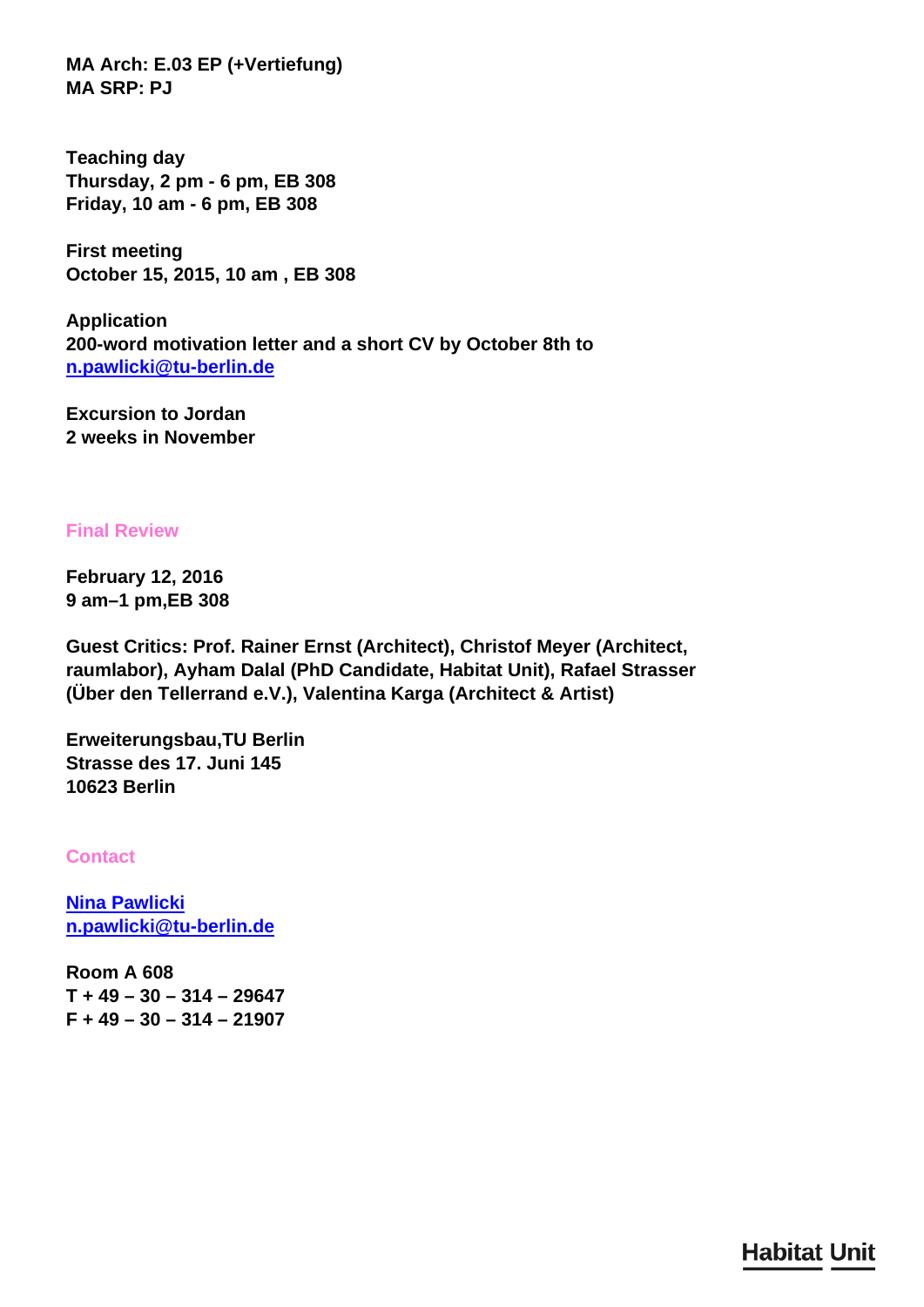**MA Arch: E.03 EP (+Vertiefung)**
**MA SRP: PJ**

**Teaching day**
**Thursday, 2 pm - 6 pm, EB 308**
**Friday, 10 am - 6 pm, EB 308**

**First meeting**
**October 15, 2015, 10 am , EB 308**

**Application**
**200-word motivation letter and a short CV by October 8th to**
**n.pawlicki@tu-berlin.de**

**Excursion to Jordan**
**2 weeks in November**

## Final Review

**February 12, 2016**
**9 am–1 pm,EB 308**

**Guest Critics: Prof. Rainer Ernst (Architect), Christof Meyer (Architect, raumlabor), Ayham Dalal (PhD Candidate, Habitat Unit), Rafael Strasser (Über den Tellerrand e.V.), Valentina Karga (Architect & Artist)**

**Erweiterungsbau,TU Berlin**
**Strasse des 17. Juni 145**
**10623 Berlin**

## Contact

**Nina Pawlicki**
**n.pawlicki@tu-berlin.de**

**Room A 608**
**T + 49 – 30 – 314 – 29647**
**F + 49 – 30 – 314 – 21907**